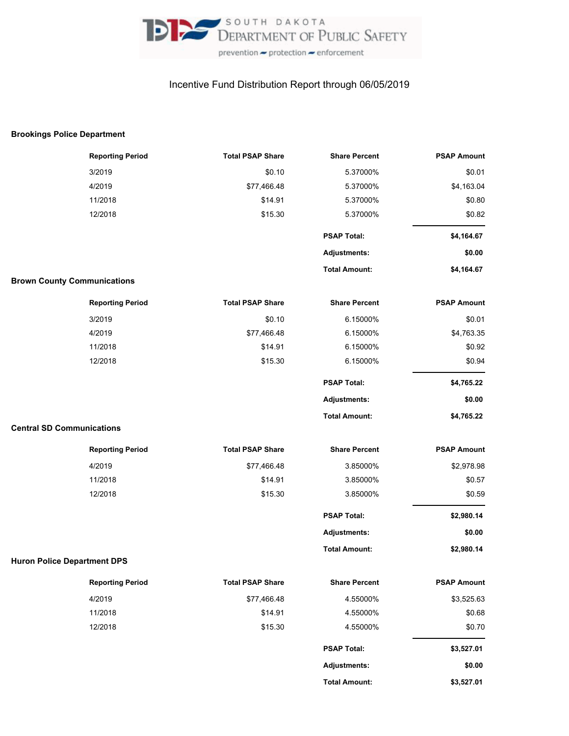SOUTH DAKOTA DEPARTMENT OF PUBLIC SAFETY

prevention – protection – enforcement

# Incentive Fund Distribution Report through 06/05/2019

## Brookings Police Department

| Reporting Period | Total PSAP Share | Share Percent | PSAP Amount |
|---|---|---|---|
| 3/2019 | $0.10 | 5.37000% | $0.01 |
| 4/2019 | $77,466.48 | 5.37000% | $4,163.04 |
| 11/2018 | $14.91 | 5.37000% | $0.80 |
| 12/2018 | $15.30 | 5.37000% | $0.82 |
| | | **PSAP Total:** | **$4,164.67** |
| | | **Adjustments:** | **$0.00** |
| | | **Total Amount:** | **$4,164.67** |

## Brown County Communications

| Reporting Period | Total PSAP Share | Share Percent | PSAP Amount |
|---|---|---|---|
| 3/2019 | $0.10 | 6.15000% | $0.01 |
| 4/2019 | $77,466.48 | 6.15000% | $4,763.35 |
| 11/2018 | $14.91 | 6.15000% | $0.92 |
| 12/2018 | $15.30 | 6.15000% | $0.94 |
| | | **PSAP Total:** | **$4,765.22** |
| | | **Adjustments:** | **$0.00** |
| | | **Total Amount:** | **$4,765.22** |

## Central SD Communications

| Reporting Period | Total PSAP Share | Share Percent | PSAP Amount |
|---|---|---|---|
| 4/2019 | $77,466.48 | 3.85000% | $2,978.98 |
| 11/2018 | $14.91 | 3.85000% | $0.57 |
| 12/2018 | $15.30 | 3.85000% | $0.59 |
| | | **PSAP Total:** | **$2,980.14** |
| | | **Adjustments:** | **$0.00** |
| | | **Total Amount:** | **$2,980.14** |

## Huron Police Department DPS

| Reporting Period | Total PSAP Share | Share Percent | PSAP Amount |
|---|---|---|---|
| 4/2019 | $77,466.48 | 4.55000% | $3,525.63 |
| 11/2018 | $14.91 | 4.55000% | $0.68 |
| 12/2018 | $15.30 | 4.55000% | $0.70 |
| | | **PSAP Total:** | **$3,527.01** |
| | | **Adjustments:** | **$0.00** |
| | | **Total Amount:** | **$3,527.01** |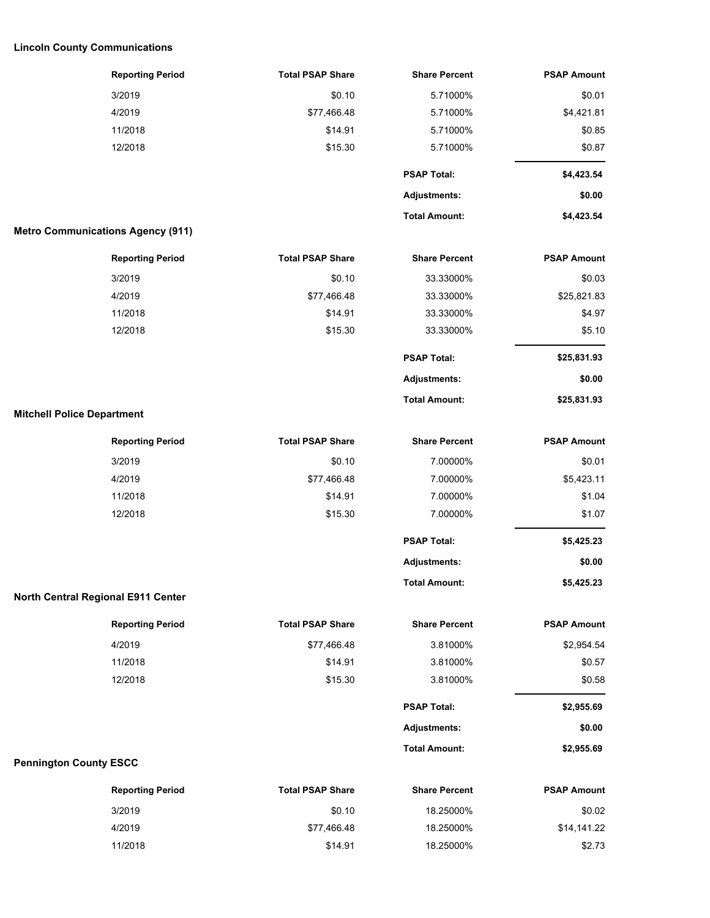**Lincoln County Communications**

| Reporting Period | Total PSAP Share | Share Percent | PSAP Amount |
|---|---|---|---|
| 3/2019 | $0.10 | 5.71000% | $0.01 |
| 4/2019 | $77,466.48 | 5.71000% | $4,421.81 |
| 11/2018 | $14.91 | 5.71000% | $0.85 |
| 12/2018 | $15.30 | 5.71000% | $0.87 |
| | | **PSAP Total:** | **$4,423.54** |
| | | **Adjustments:** | **$0.00** |
| | | **Total Amount:** | **$4,423.54** |

**Metro Communications Agency (911)**

| Reporting Period | Total PSAP Share | Share Percent | PSAP Amount |
|---|---|---|---|
| 3/2019 | $0.10 | 33.33000% | $0.03 |
| 4/2019 | $77,466.48 | 33.33000% | $25,821.83 |
| 11/2018 | $14.91 | 33.33000% | $4.97 |
| 12/2018 | $15.30 | 33.33000% | $5.10 |
| | | **PSAP Total:** | **$25,831.93** |
| | | **Adjustments:** | **$0.00** |
| | | **Total Amount:** | **$25,831.93** |

**Mitchell Police Department**

| Reporting Period | Total PSAP Share | Share Percent | PSAP Amount |
|---|---|---|---|
| 3/2019 | $0.10 | 7.00000% | $0.01 |
| 4/2019 | $77,466.48 | 7.00000% | $5,423.11 |
| 11/2018 | $14.91 | 7.00000% | $1.04 |
| 12/2018 | $15.30 | 7.00000% | $1.07 |
| | | **PSAP Total:** | **$5,425.23** |
| | | **Adjustments:** | **$0.00** |
| | | **Total Amount:** | **$5,425.23** |

**North Central Regional E911 Center**

| Reporting Period | Total PSAP Share | Share Percent | PSAP Amount |
|---|---|---|---|
| 4/2019 | $77,466.48 | 3.81000% | $2,954.54 |
| 11/2018 | $14.91 | 3.81000% | $0.57 |
| 12/2018 | $15.30 | 3.81000% | $0.58 |
| | | **PSAP Total:** | **$2,955.69** |
| | | **Adjustments:** | **$0.00** |
| | | **Total Amount:** | **$2,955.69** |

**Pennington County ESCC**

| Reporting Period | Total PSAP Share | Share Percent | PSAP Amount |
|---|---|---|---|
| 3/2019 | $0.10 | 18.25000% | $0.02 |
| 4/2019 | $77,466.48 | 18.25000% | $14,141.22 |
| 11/2018 | $14.91 | 18.25000% | $2.73 |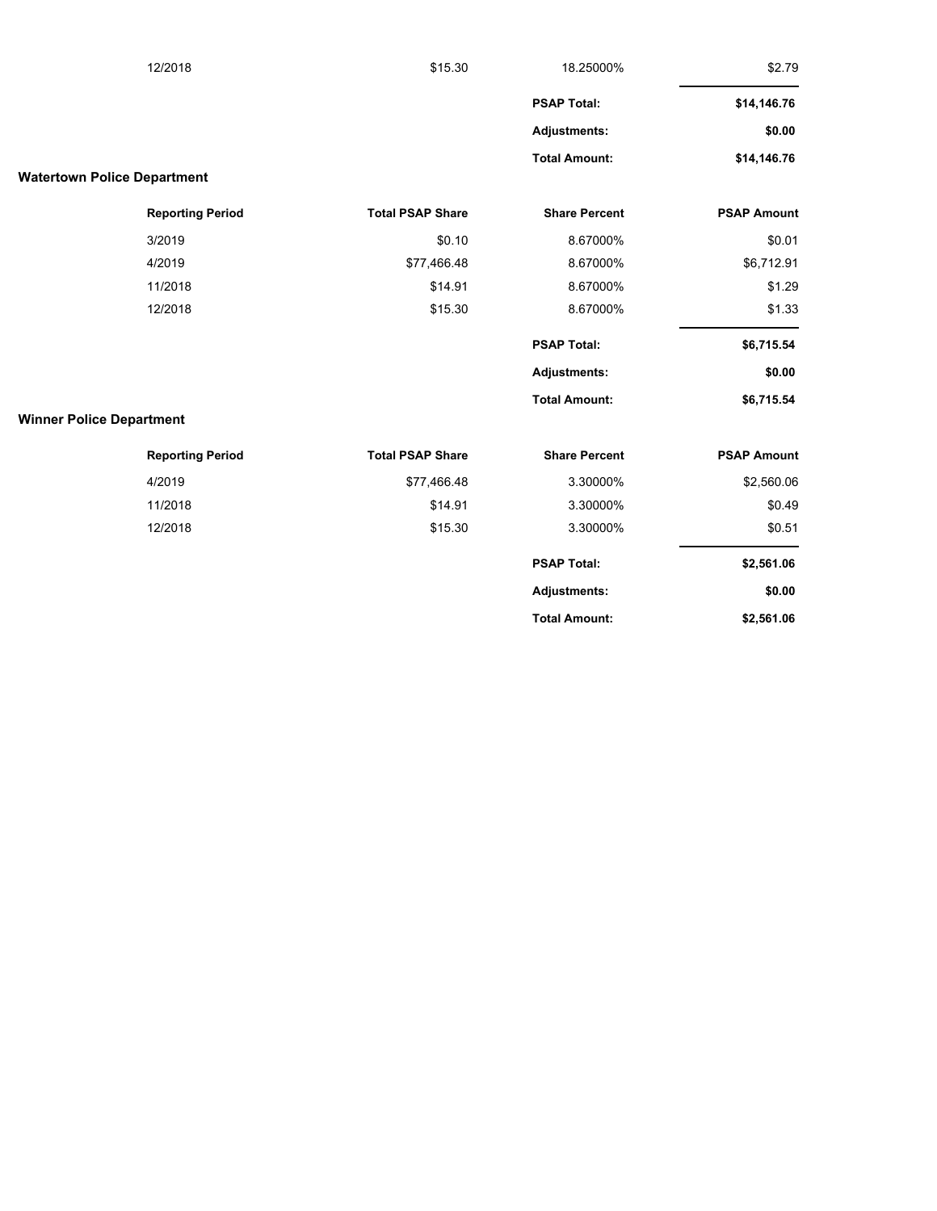| | | | |
|---|---|---|---|
| 12/2018 | $15.30 | 18.25000% | $2.79 |
| | | **PSAP Total:** | **$14,146.76** |
| | | **Adjustments:** | **$0.00** |
| | | **Total Amount:** | **$14,146.76** |

### Watertown Police Department

| Reporting Period | Total PSAP Share | Share Percent | PSAP Amount |
|---|---|---|---|
| 3/2019 | $0.10 | 8.67000% | $0.01 |
| 4/2019 | $77,466.48 | 8.67000% | $6,712.91 |
| 11/2018 | $14.91 | 8.67000% | $1.29 |
| 12/2018 | $15.30 | 8.67000% | $1.33 |
| | | **PSAP Total:** | **$6,715.54** |
| | | **Adjustments:** | **$0.00** |
| | | **Total Amount:** | **$6,715.54** |

### Winner Police Department

| Reporting Period | Total PSAP Share | Share Percent | PSAP Amount |
|---|---|---|---|
| 4/2019 | $77,466.48 | 3.30000% | $2,560.06 |
| 11/2018 | $14.91 | 3.30000% | $0.49 |
| 12/2018 | $15.30 | 3.30000% | $0.51 |
| | | **PSAP Total:** | **$2,561.06** |
| | | **Adjustments:** | **$0.00** |
| | | **Total Amount:** | **$2,561.06** |